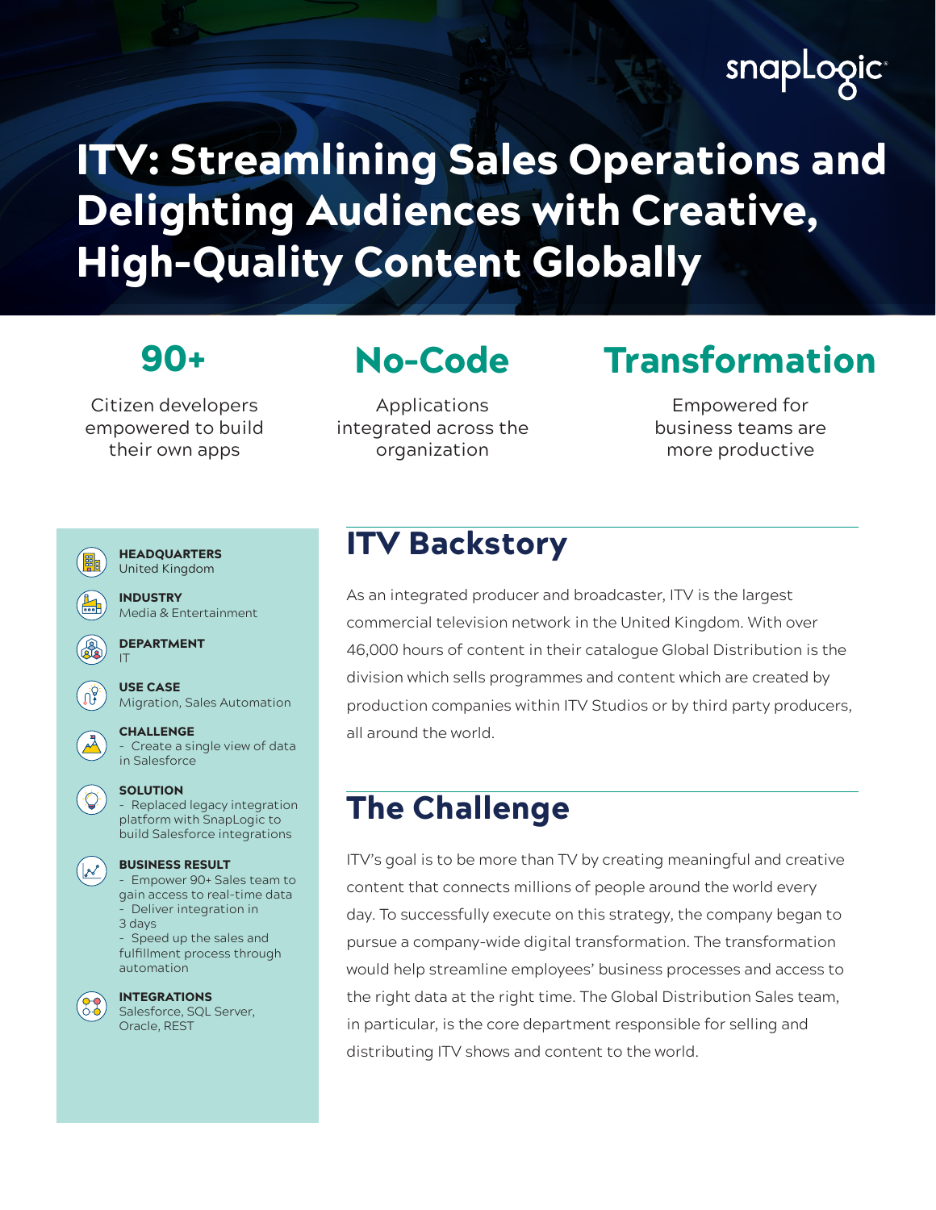# ITV: Streamlining Sales Operations and Delighting Audiences with Creative, High-Quality Content Globally

**90+**

Citizen developers empowered to build their own apps

**No-Code**

Applications integrated across the organization

**Transformation**

Empowered for business teams are more productive

**HEADQUARTERS**
United Kingdom

**INDUSTRY**
Media & Entertainment

**DEPARTMENT**
IT

**USE CASE**
Migration, Sales Automation

**CHALLENGE**
- Create a single view of data in Salesforce

**SOLUTION**
- Replaced legacy integration platform with SnapLogic to build Salesforce integrations

**BUSINESS RESULT**
- Empower 90+ Sales team to gain access to real-time data
- Deliver integration in 3 days
- Speed up the sales and fulfillment process through automation

**INTEGRATIONS**
Salesforce, SQL Server, Oracle, REST

## ITV Backstory

As an integrated producer and broadcaster, ITV is the largest commercial television network in the United Kingdom. With over 46,000 hours of content in their catalogue Global Distribution is the division which sells programmes and content which are created by production companies within ITV Studios or by third party producers, all around the world.

## The Challenge

ITV's goal is to be more than TV by creating meaningful and creative content that connects millions of people around the world every day. To successfully execute on this strategy, the company began to pursue a company-wide digital transformation. The transformation would help streamline employees' business processes and access to the right data at the right time. The Global Distribution Sales team, in particular, is the core department responsible for selling and distributing ITV shows and content to the world.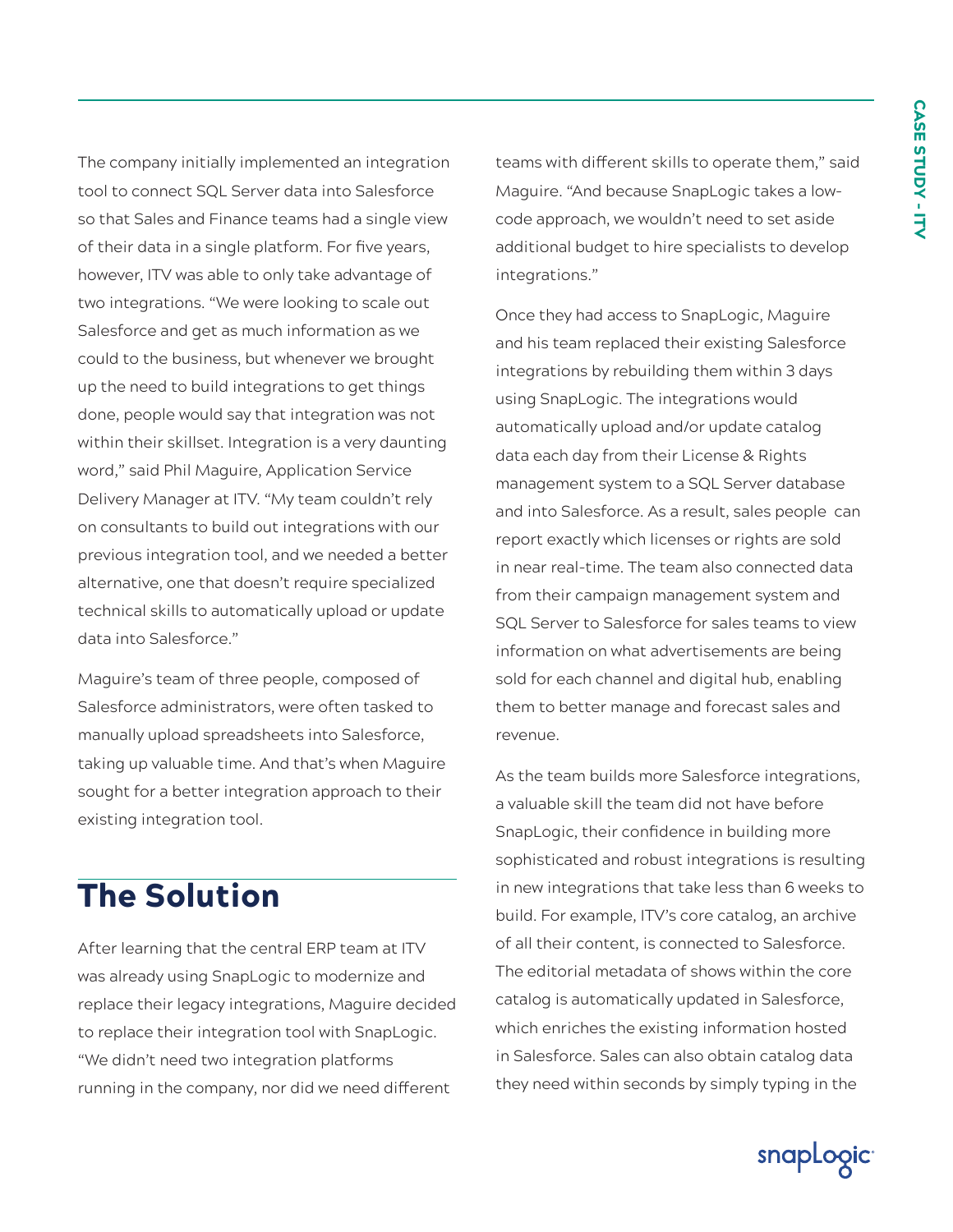The company initially implemented an integration tool to connect SQL Server data into Salesforce so that Sales and Finance teams had a single view of their data in a single platform. For five years, however, ITV was able to only take advantage of two integrations. "We were looking to scale out Salesforce and get as much information as we could to the business, but whenever we brought up the need to build integrations to get things done, people would say that integration was not within their skillset. Integration is a very daunting word," said Phil Maguire, Application Service Delivery Manager at ITV. "My team couldn't rely on consultants to build out integrations with our previous integration tool, and we needed a better alternative, one that doesn't require specialized technical skills to automatically upload or update data into Salesforce."

Maguire's team of three people, composed of Salesforce administrators, were often tasked to manually upload spreadsheets into Salesforce, taking up valuable time. And that's when Maguire sought for a better integration approach to their existing integration tool.

## The Solution

After learning that the central ERP team at ITV was already using SnapLogic to modernize and replace their legacy integrations, Maguire decided to replace their integration tool with SnapLogic. "We didn't need two integration platforms running in the company, nor did we need different teams with different skills to operate them," said Maguire. "And because SnapLogic takes a low-code approach, we wouldn't need to set aside additional budget to hire specialists to develop integrations."

Once they had access to SnapLogic, Maguire and his team replaced their existing Salesforce integrations by rebuilding them within 3 days using SnapLogic. The integrations would automatically upload and/or update catalog data each day from their License & Rights management system to a SQL Server database and into Salesforce. As a result, sales people can report exactly which licenses or rights are sold in near real-time. The team also connected data from their campaign management system and SQL Server to Salesforce for sales teams to view information on what advertisements are being sold for each channel and digital hub, enabling them to better manage and forecast sales and revenue.

As the team builds more Salesforce integrations, a valuable skill the team did not have before SnapLogic, their confidence in building more sophisticated and robust integrations is resulting in new integrations that take less than 6 weeks to build. For example, ITV's core catalog, an archive of all their content, is connected to Salesforce. The editorial metadata of shows within the core catalog is automatically updated in Salesforce, which enriches the existing information hosted in Salesforce. Sales can also obtain catalog data they need within seconds by simply typing in the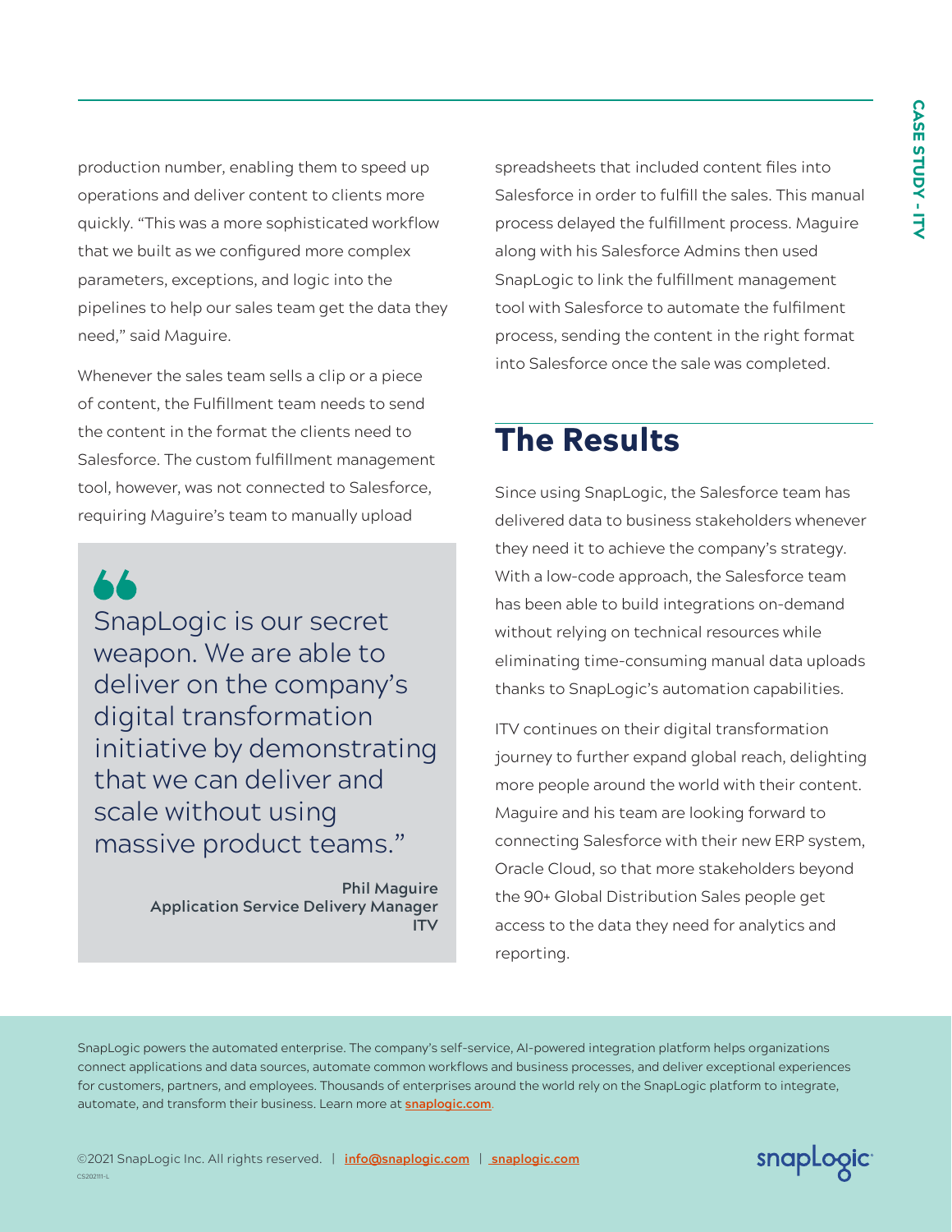production number, enabling them to speed up operations and deliver content to clients more quickly. "This was a more sophisticated workflow that we built as we configured more complex parameters, exceptions, and logic into the pipelines to help our sales team get the data they need," said Maguire.

Whenever the sales team sells a clip or a piece of content, the Fulfillment team needs to send the content in the format the clients need to Salesforce. The custom fulfillment management tool, however, was not connected to Salesforce, requiring Maguire's team to manually upload spreadsheets that included content files into Salesforce in order to fulfill the sales. This manual process delayed the fulfillment process. Maguire along with his Salesforce Admins then used SnapLogic to link the fulfillment management tool with Salesforce to automate the fulfilment process, sending the content in the right format into Salesforce once the sale was completed.

> SnapLogic is our secret weapon. We are able to deliver on the company's digital transformation initiative by demonstrating that we can deliver and scale without using massive product teams."
>
> **Phil Maguire**
> **Application Service Delivery Manager**
> **ITV**

## The Results

Since using SnapLogic, the Salesforce team has delivered data to business stakeholders whenever they need it to achieve the company's strategy. With a low-code approach, the Salesforce team has been able to build integrations on-demand without relying on technical resources while eliminating time-consuming manual data uploads thanks to SnapLogic's automation capabilities.

ITV continues on their digital transformation journey to further expand global reach, delighting more people around the world with their content. Maguire and his team are looking forward to connecting Salesforce with their new ERP system, Oracle Cloud, so that more stakeholders beyond the 90+ Global Distribution Sales people get access to the data they need for analytics and reporting.

SnapLogic powers the automated enterprise. The company's self-service, AI-powered integration platform helps organizations connect applications and data sources, automate common workflows and business processes, and deliver exceptional experiences for customers, partners, and employees. Thousands of enterprises around the world rely on the SnapLogic platform to integrate, automate, and transform their business. Learn more at **snaplogic.com**.

©2021 SnapLogic Inc. All rights reserved. | **info@snaplogic.com** | **snaplogic.com**

CS202111-L